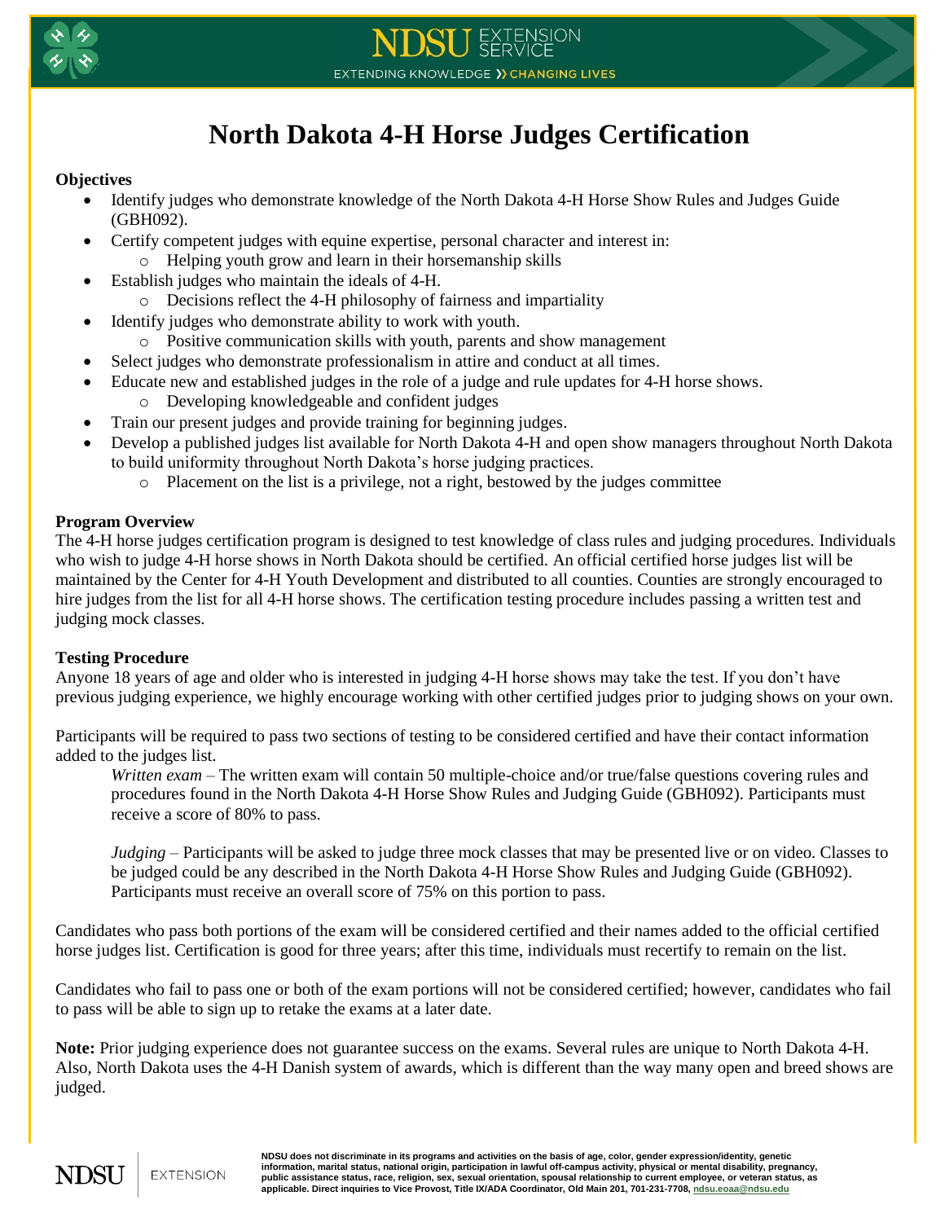# North Dakota 4-H Horse Judges Certification

**Objectives**

- Identify judges who demonstrate knowledge of the North Dakota 4-H Horse Show Rules and Judges Guide (GBH092).
- Certify competent judges with equine expertise, personal character and interest in:
  - Helping youth grow and learn in their horsemanship skills
- Establish judges who maintain the ideals of 4-H.
  - Decisions reflect the 4-H philosophy of fairness and impartiality
- Identify judges who demonstrate ability to work with youth.
  - Positive communication skills with youth, parents and show management
- Select judges who demonstrate professionalism in attire and conduct at all times.
- Educate new and established judges in the role of a judge and rule updates for 4-H horse shows.
  - Developing knowledgeable and confident judges
- Train our present judges and provide training for beginning judges.
- Develop a published judges list available for North Dakota 4-H and open show managers throughout North Dakota to build uniformity throughout North Dakota's horse judging practices.
  - Placement on the list is a privilege, not a right, bestowed by the judges committee

**Program Overview**

The 4-H horse judges certification program is designed to test knowledge of class rules and judging procedures. Individuals who wish to judge 4-H horse shows in North Dakota should be certified. An official certified horse judges list will be maintained by the Center for 4-H Youth Development and distributed to all counties. Counties are strongly encouraged to hire judges from the list for all 4-H horse shows. The certification testing procedure includes passing a written test and judging mock classes.

**Testing Procedure**

Anyone 18 years of age and older who is interested in judging 4-H horse shows may take the test. If you don't have previous judging experience, we highly encourage working with other certified judges prior to judging shows on your own.

Participants will be required to pass two sections of testing to be considered certified and have their contact information added to the judges list.

> *Written exam* – The written exam will contain 50 multiple-choice and/or true/false questions covering rules and procedures found in the North Dakota 4-H Horse Show Rules and Judging Guide (GBH092). Participants must receive a score of 80% to pass.
>
> *Judging* – Participants will be asked to judge three mock classes that may be presented live or on video. Classes to be judged could be any described in the North Dakota 4-H Horse Show Rules and Judging Guide (GBH092). Participants must receive an overall score of 75% on this portion to pass.

Candidates who pass both portions of the exam will be considered certified and their names added to the official certified horse judges list. Certification is good for three years; after this time, individuals must recertify to remain on the list.

Candidates who fail to pass one or both of the exam portions will not be considered certified; however, candidates who fail to pass will be able to sign up to retake the exams at a later date.

**Note:** Prior judging experience does not guarantee success on the exams. Several rules are unique to North Dakota 4-H. Also, North Dakota uses the 4-H Danish system of awards, which is different than the way many open and breed shows are judged.

**NDSU does not discriminate in its programs and activities on the basis of age, color, gender expression/identity, genetic information, marital status, national origin, participation in lawful off-campus activity, physical or mental disability, pregnancy, public assistance status, race, religion, sex, sexual orientation, spousal relationship to current employee, or veteran status, as applicable. Direct inquiries to Vice Provost, Title IX/ADA Coordinator, Old Main 201, 701-231-7708, ndsu.eoaa@ndsu.edu**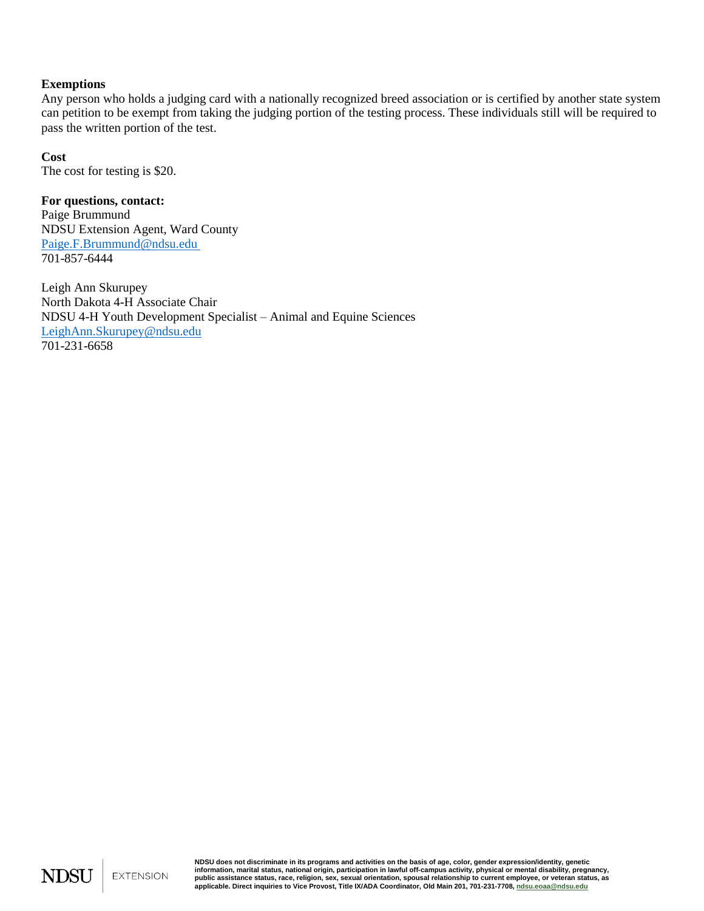**Exemptions**
Any person who holds a judging card with a nationally recognized breed association or is certified by another state system can petition to be exempt from taking the judging portion of the testing process. These individuals still will be required to pass the written portion of the test.

**Cost**
The cost for testing is $20.

**For questions, contact:**
Paige Brummund
NDSU Extension Agent, Ward County
Paige.F.Brummund@ndsu.edu
701-857-6444

Leigh Ann Skurupey
North Dakota 4-H Associate Chair
NDSU 4-H Youth Development Specialist – Animal and Equine Sciences
LeighAnn.Skurupey@ndsu.edu
701-231-6658

NDSU EXTENSION

**NDSU does not discriminate in its programs and activities on the basis of age, color, gender expression/identity, genetic information, marital status, national origin, participation in lawful off-campus activity, physical or mental disability, pregnancy, public assistance status, race, religion, sex, sexual orientation, spousal relationship to current employee, or veteran status, as applicable. Direct inquiries to Vice Provost, Title IX/ADA Coordinator, Old Main 201, 701-231-7708, ndsu.eoaa@ndsu.edu**